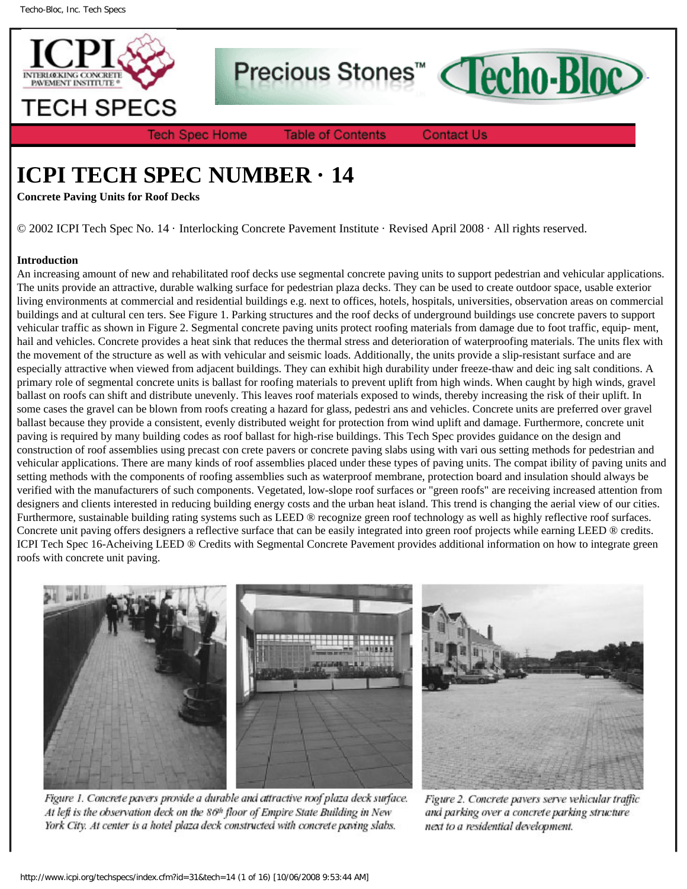# ICPI TECH SPEC NUMBER · 14

**Concrete Paving Units for Roof Decks**

© 2002 ICPI Tech Spec No. 14 · Interlocking Concrete Pavement Institute · Revised April 2008 · All rights reserved.

**Introduction**

An increasing amount of new and rehabilitated roof decks use segmental concrete paving units to support pedestrian and vehicular applications. The units provide an attractive, durable walking surface for pedestrian plaza decks. They can be used to create outdoor space, usable exterior living environments at commercial and residential buildings e.g. next to offices, hotels, hospitals, universities, observation areas on commercial buildings and at cultural cen ters. See Figure 1. Parking structures and the roof decks of underground buildings use concrete pavers to support vehicular traffic as shown in Figure 2. Segmental concrete paving units protect roofing materials from damage due to foot traffic, equip- ment, hail and vehicles. Concrete provides a heat sink that reduces the thermal stress and deterioration of waterproofing materials. The units flex with the movement of the structure as well as with vehicular and seismic loads. Additionally, the units provide a slip-resistant surface and are especially attractive when viewed from adjacent buildings. They can exhibit high durability under freeze-thaw and deic ing salt conditions. A primary role of segmental concrete units is ballast for roofing materials to prevent uplift from high winds. When caught by high winds, gravel ballast on roofs can shift and distribute unevenly. This leaves roof materials exposed to winds, thereby increasing the risk of their uplift. In some cases the gravel can be blown from roofs creating a hazard for glass, pedestri ans and vehicles. Concrete units are preferred over gravel ballast because they provide a consistent, evenly distributed weight for protection from wind uplift and damage. Furthermore, concrete unit paving is required by many building codes as roof ballast for high-rise buildings. This Tech Spec provides guidance on the design and construction of roof assemblies using precast con crete pavers or concrete paving slabs using with vari ous setting methods for pedestrian and vehicular applications. There are many kinds of roof assemblies placed under these types of paving units. The compat ibility of paving units and setting methods with the components of roofing assemblies such as waterproof membrane, protection board and insulation should always be verified with the manufacturers of such components. Vegetated, low-slope roof surfaces or "green roofs" are receiving increased attention from designers and clients interested in reducing building energy costs and the urban heat island. This trend is changing the aerial view of our cities. Furthermore, sustainable building rating systems such as LEED ® recognize green roof technology as well as highly reflective roof surfaces. Concrete unit paving offers designers a reflective surface that can be easily integrated into green roof projects while earning LEED ® credits. ICPI Tech Spec 16-Acheiving LEED ® Credits with Segmental Concrete Pavement provides additional information on how to integrate green roofs with concrete unit paving.

*Figure 1. Concrete pavers provide a durable and attractive roof plaza deck surface. At left is the observation deck on the 86th floor of Empire State Building in New York City. At center is a hotel plaza deck constructed with concrete paving slabs.*

*Figure 2. Concrete pavers serve vehicular traffic and parking over a concrete parking structure next to a residential development.*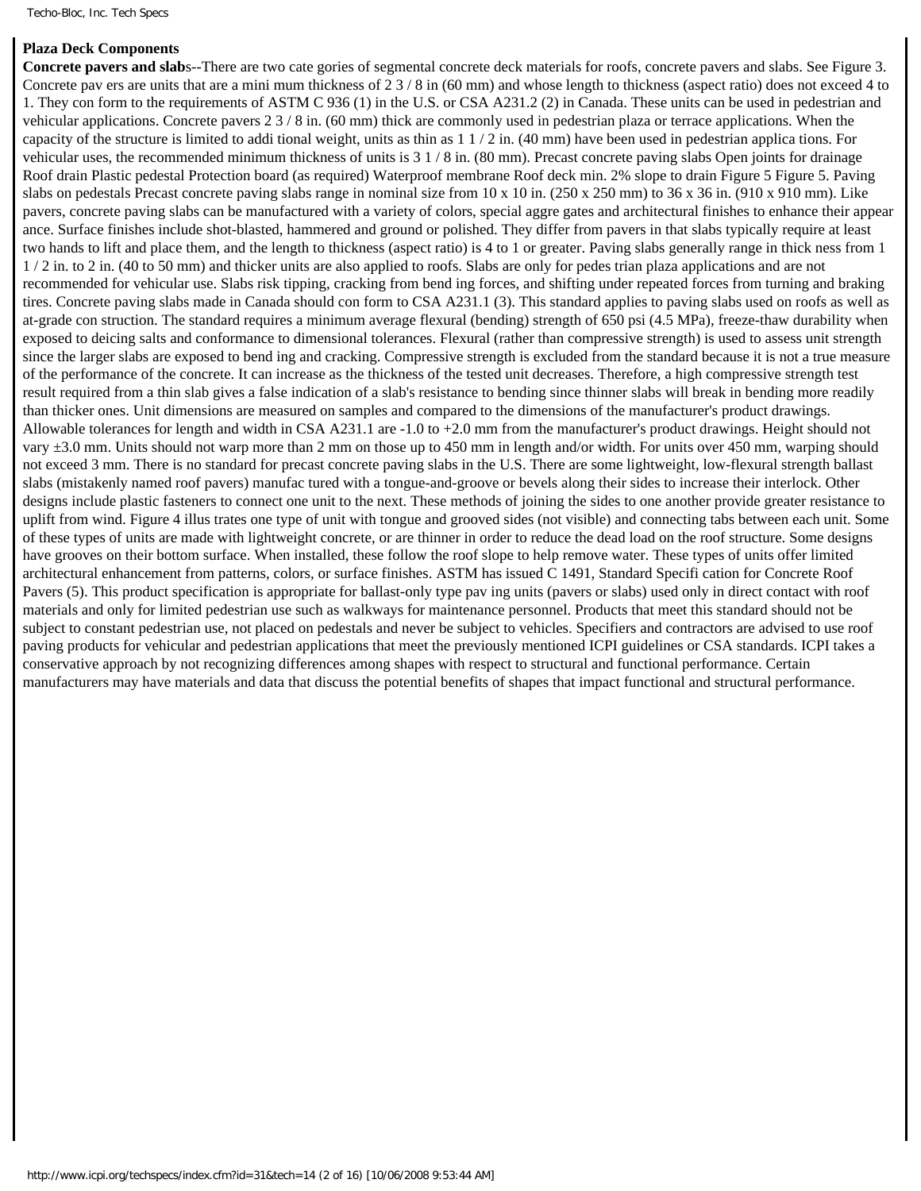**Plaza Deck Components**

**Concrete pavers and slab**s--There are two cate gories of segmental concrete deck materials for roofs, concrete pavers and slabs. See Figure 3. Concrete pav ers are units that are a mini mum thickness of 2 3 / 8 in (60 mm) and whose length to thickness (aspect ratio) does not exceed 4 to 1. They con form to the requirements of ASTM C 936 (1) in the U.S. or CSA A231.2 (2) in Canada. These units can be used in pedestrian and vehicular applications. Concrete pavers 2 3 / 8 in. (60 mm) thick are commonly used in pedestrian plaza or terrace applications. When the capacity of the structure is limited to addi tional weight, units as thin as 1 1 / 2 in. (40 mm) have been used in pedestrian applica tions. For vehicular uses, the recommended minimum thickness of units is 3 1 / 8 in. (80 mm). Precast concrete paving slabs Open joints for drainage Roof drain Plastic pedestal Protection board (as required) Waterproof membrane Roof deck min. 2% slope to drain Figure 5 Figure 5. Paving slabs on pedestals Precast concrete paving slabs range in nominal size from 10 x 10 in. (250 x 250 mm) to 36 x 36 in. (910 x 910 mm). Like pavers, concrete paving slabs can be manufactured with a variety of colors, special aggre gates and architectural finishes to enhance their appear ance. Surface finishes include shot-blasted, hammered and ground or polished. They differ from pavers in that slabs typically require at least two hands to lift and place them, and the length to thickness (aspect ratio) is 4 to 1 or greater. Paving slabs generally range in thick ness from 1 1 / 2 in. to 2 in. (40 to 50 mm) and thicker units are also applied to roofs. Slabs are only for pedes trian plaza applications and are not recommended for vehicular use. Slabs risk tipping, cracking from bend ing forces, and shifting under repeated forces from turning and braking tires. Concrete paving slabs made in Canada should con form to CSA A231.1 (3). This standard applies to paving slabs used on roofs as well as at-grade con struction. The standard requires a minimum average flexural (bending) strength of 650 psi (4.5 MPa), freeze-thaw durability when exposed to deicing salts and conformance to dimensional tolerances. Flexural (rather than compressive strength) is used to assess unit strength since the larger slabs are exposed to bend ing and cracking. Compressive strength is excluded from the standard because it is not a true measure of the performance of the concrete. It can increase as the thickness of the tested unit decreases. Therefore, a high compressive strength test result required from a thin slab gives a false indication of a slab's resistance to bending since thinner slabs will break in bending more readily than thicker ones. Unit dimensions are measured on samples and compared to the dimensions of the manufacturer's product drawings. Allowable tolerances for length and width in CSA A231.1 are -1.0 to +2.0 mm from the manufacturer's product drawings. Height should not vary ±3.0 mm. Units should not warp more than 2 mm on those up to 450 mm in length and/or width. For units over 450 mm, warping should not exceed 3 mm. There is no standard for precast concrete paving slabs in the U.S. There are some lightweight, low-flexural strength ballast slabs (mistakenly named roof pavers) manufac tured with a tongue-and-groove or bevels along their sides to increase their interlock. Other designs include plastic fasteners to connect one unit to the next. These methods of joining the sides to one another provide greater resistance to uplift from wind. Figure 4 illus trates one type of unit with tongue and grooved sides (not visible) and connecting tabs between each unit. Some of these types of units are made with lightweight concrete, or are thinner in order to reduce the dead load on the roof structure. Some designs have grooves on their bottom surface. When installed, these follow the roof slope to help remove water. These types of units offer limited architectural enhancement from patterns, colors, or surface finishes. ASTM has issued C 1491, Standard Specifi cation for Concrete Roof Pavers (5). This product specification is appropriate for ballast-only type pav ing units (pavers or slabs) used only in direct contact with roof materials and only for limited pedestrian use such as walkways for maintenance personnel. Products that meet this standard should not be subject to constant pedestrian use, not placed on pedestals and never be subject to vehicles. Specifiers and contractors are advised to use roof paving products for vehicular and pedestrian applications that meet the previously mentioned ICPI guidelines or CSA standards. ICPI takes a conservative approach by not recognizing differences among shapes with respect to structural and functional performance. Certain manufacturers may have materials and data that discuss the potential benefits of shapes that impact functional and structural performance.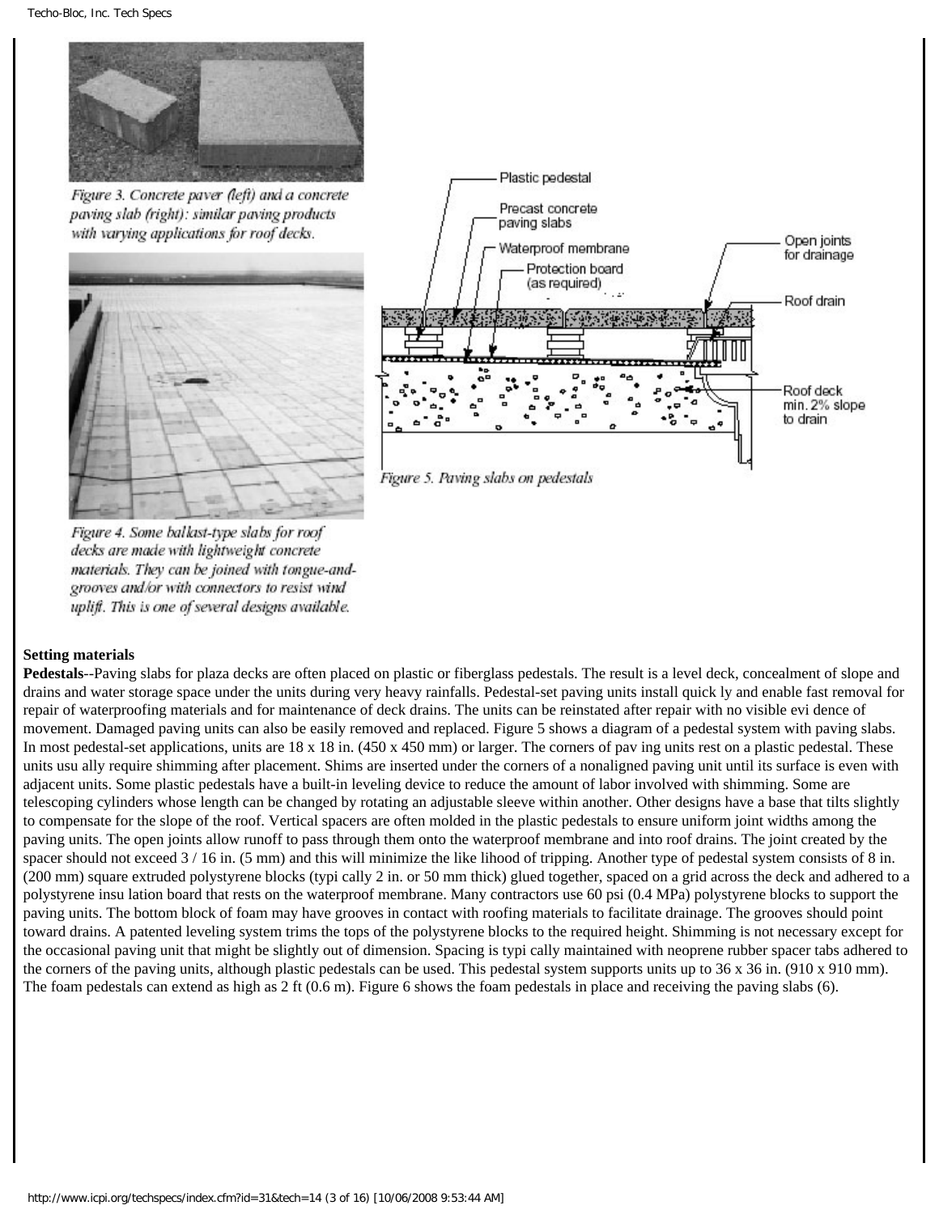Figure 3. Concrete paver (left) and a concrete paving slab (right): similar paving products with varying applications for roof decks.

Figure 4. Some ballast-type slabs for roof decks are made with lightweight concrete materials. They can be joined with tongue-and-grooves and/or with connectors to resist wind uplift. This is one of several designs available.

Figure 5. Paving slabs on pedestals

**Setting materials**

**Pedestals**--Paving slabs for plaza decks are often placed on plastic or fiberglass pedestals. The result is a level deck, concealment of slope and drains and water storage space under the units during very heavy rainfalls. Pedestal-set paving units install quick ly and enable fast removal for repair of waterproofing materials and for maintenance of deck drains. The units can be reinstated after repair with no visible evi dence of movement. Damaged paving units can also be easily removed and replaced. Figure 5 shows a diagram of a pedestal system with paving slabs. In most pedestal-set applications, units are 18 x 18 in. (450 x 450 mm) or larger. The corners of pav ing units rest on a plastic pedestal. These units usu ally require shimming after placement. Shims are inserted under the corners of a nonaligned paving unit until its surface is even with adjacent units. Some plastic pedestals have a built-in leveling device to reduce the amount of labor involved with shimming. Some are telescoping cylinders whose length can be changed by rotating an adjustable sleeve within another. Other designs have a base that tilts slightly to compensate for the slope of the roof. Vertical spacers are often molded in the plastic pedestals to ensure uniform joint widths among the paving units. The open joints allow runoff to pass through them onto the waterproof membrane and into roof drains. The joint created by the spacer should not exceed 3 / 16 in. (5 mm) and this will minimize the like lihood of tripping. Another type of pedestal system consists of 8 in. (200 mm) square extruded polystyrene blocks (typi cally 2 in. or 50 mm thick) glued together, spaced on a grid across the deck and adhered to a polystyrene insu lation board that rests on the waterproof membrane. Many contractors use 60 psi (0.4 MPa) polystyrene blocks to support the paving units. The bottom block of foam may have grooves in contact with roofing materials to facilitate drainage. The grooves should point toward drains. A patented leveling system trims the tops of the polystyrene blocks to the required height. Shimming is not necessary except for the occasional paving unit that might be slightly out of dimension. Spacing is typi cally maintained with neoprene rubber spacer tabs adhered to the corners of the paving units, although plastic pedestals can be used. This pedestal system supports units up to 36 x 36 in. (910 x 910 mm). The foam pedestals can extend as high as 2 ft (0.6 m). Figure 6 shows the foam pedestals in place and receiving the paving slabs (6).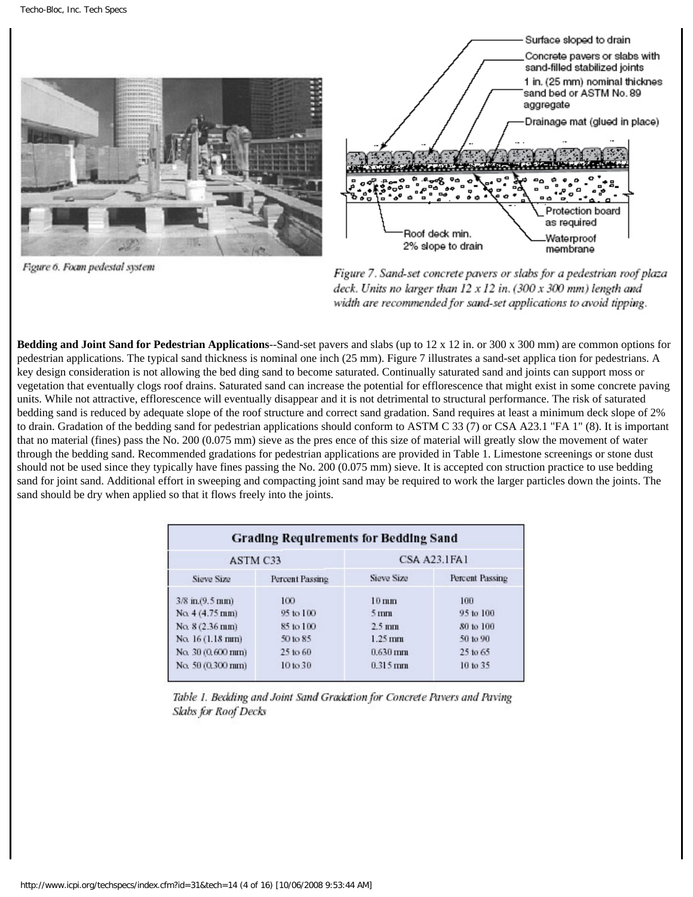Figure 6. Foam pedestal system

Surface sloped to drain

Concrete pavers or slabs with sand-filled stabilized joints

1 in. (25 mm) nominal thicknes sand bed or ASTM No. 89 aggregate

Drainage mat (glued in place)

Protection board as required

Roof deck min. 2% slope to drain

Waterproof membrane

Figure 7. Sand-set concrete pavers or slabs for a pedestrian roof plaza deck. Units no larger than 12 x 12 in. (300 x 300 mm) length and width are recommended for sand-set applications to avoid tipping.

**Bedding and Joint Sand for Pedestrian Applications**--Sand-set pavers and slabs (up to 12 x 12 in. or 300 x 300 mm) are common options for pedestrian applications. The typical sand thickness is nominal one inch (25 mm). Figure 7 illustrates a sand-set applica tion for pedestrians. A key design consideration is not allowing the bed ding sand to become saturated. Continually saturated sand and joints can support moss or vegetation that eventually clogs roof drains. Saturated sand can increase the potential for efflorescence that might exist in some concrete paving units. While not attractive, efflorescence will eventually disappear and it is not detrimental to structural performance. The risk of saturated bedding sand is reduced by adequate slope of the roof structure and correct sand gradation. Sand requires at least a minimum deck slope of 2% to drain. Gradation of the bedding sand for pedestrian applications should conform to ASTM C 33 (7) or CSA A23.1 "FA 1" (8). It is important that no material (fines) pass the No. 200 (0.075 mm) sieve as the pres ence of this size of material will greatly slow the movement of water through the bedding sand. Recommended gradations for pedestrian applications are provided in Table 1. Limestone screenings or stone dust should not be used since they typically have fines passing the No. 200 (0.075 mm) sieve. It is accepted con struction practice to use bedding sand for joint sand. Additional effort in sweeping and compacting joint sand may be required to work the larger particles down the joints. The sand should be dry when applied so that it flows freely into the joints.

| Grading Requirements for Bedding Sand | | | |
|---|---|---|---|
| ASTM C33 | | CSA A23.1FA1 | |
| Sieve Size | Percent Passing | Sieve Size | Percent Passing |
| 3/8 in.(9.5 mm) | 100 | 10 mm | 100 |
| No. 4 (4.75 mm) | 95 to 100 | 5 mm | 95 to 100 |
| No. 8 (2.36 mm) | 85 to 100 | 2.5 mm | 80 to 100 |
| No. 16 (1.18 mm) | 50 to 85 | 1.25 mm | 50 to 90 |
| No. 30 (0.600 mm) | 25 to 60 | 0.630 mm | 25 to 65 |
| No. 50 (0.300 mm) | 10 to 30 | 0.315 mm | 10 to 35 |

Table 1. Bedding and Joint Sand Gradation for Concrete Pavers and Paving Slabs for Roof Decks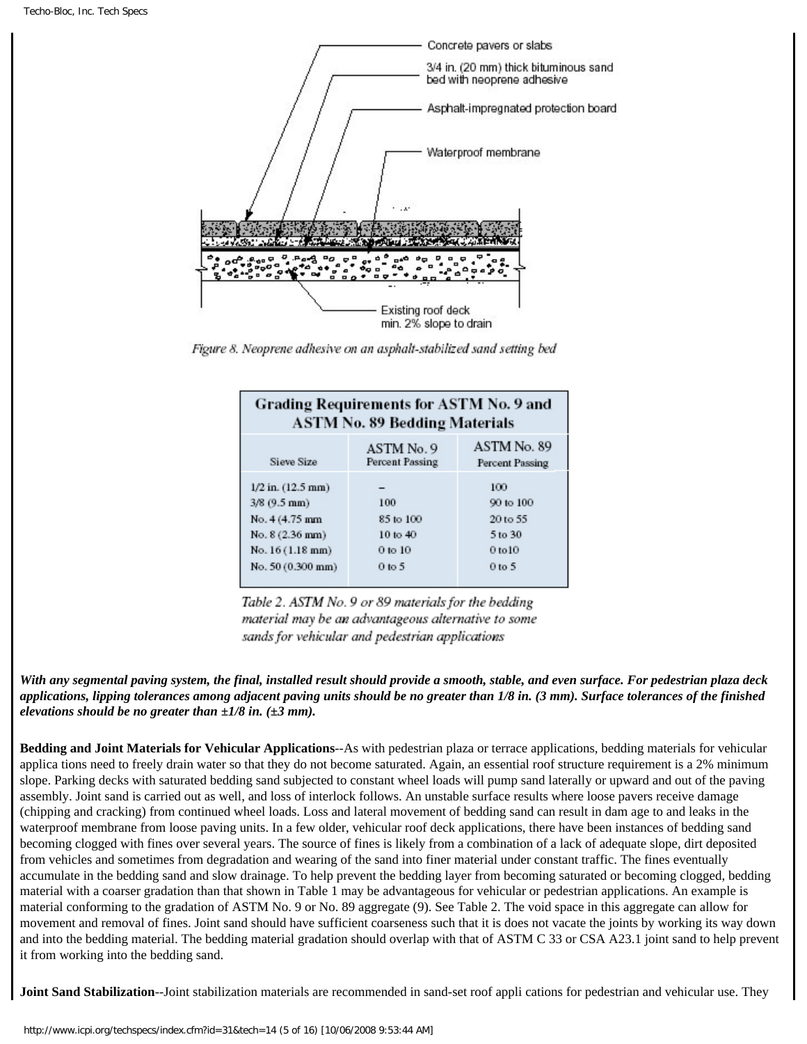Figure 8. Neoprene adhesive on an asphalt-stabilized sand setting bed

| Grading Requirements for ASTM No. 9 and ASTM No. 89 Bedding Materials | | |
|---|---|---|
| Sieve Size | ASTM No. 9 Percent Passing | ASTM No. 89 Percent Passing |
| 1/2 in. (12.5 mm) | – | 100 |
| 3/8 (9.5 mm) | 100 | 90 to 100 |
| No. 4 (4.75 mm | 85 to 100 | 20 to 55 |
| No. 8 (2.36 mm) | 10 to 40 | 5 to 30 |
| No. 16 (1.18 mm) | 0 to 10 | 0 to10 |
| No. 50 (0.300 mm) | 0 to 5 | 0 to 5 |

Table 2. ASTM No. 9 or 89 materials for the bedding material may be an advantageous alternative to some sands for vehicular and pedestrian applications

***With any segmental paving system, the final, installed result should provide a smooth, stable, and even surface. For pedestrian plaza deck applications, lipping tolerances among adjacent paving units should be no greater than 1/8 in. (3 mm). Surface tolerances of the finished elevations should be no greater than ±1/8 in. (±3 mm).***

**Bedding and Joint Materials for Vehicular Applications**--As with pedestrian plaza or terrace applications, bedding materials for vehicular applica tions need to freely drain water so that they do not become saturated. Again, an essential roof structure requirement is a 2% minimum slope. Parking decks with saturated bedding sand subjected to constant wheel loads will pump sand laterally or upward and out of the paving assembly. Joint sand is carried out as well, and loss of interlock follows. An unstable surface results where loose pavers receive damage (chipping and cracking) from continued wheel loads. Loss and lateral movement of bedding sand can result in dam age to and leaks in the waterproof membrane from loose paving units. In a few older, vehicular roof deck applications, there have been instances of bedding sand becoming clogged with fines over several years. The source of fines is likely from a combination of a lack of adequate slope, dirt deposited from vehicles and sometimes from degradation and wearing of the sand into finer material under constant traffic. The fines eventually accumulate in the bedding sand and slow drainage. To help prevent the bedding layer from becoming saturated or becoming clogged, bedding material with a coarser gradation than that shown in Table 1 may be advantageous for vehicular or pedestrian applications. An example is material conforming to the gradation of ASTM No. 9 or No. 89 aggregate (9). See Table 2. The void space in this aggregate can allow for movement and removal of fines. Joint sand should have sufficient coarseness such that it is does not vacate the joints by working its way down and into the bedding material. The bedding material gradation should overlap with that of ASTM C 33 or CSA A23.1 joint sand to help prevent it from working into the bedding sand.

**Joint Sand Stabilization**--Joint stabilization materials are recommended in sand-set roof appli cations for pedestrian and vehicular use. They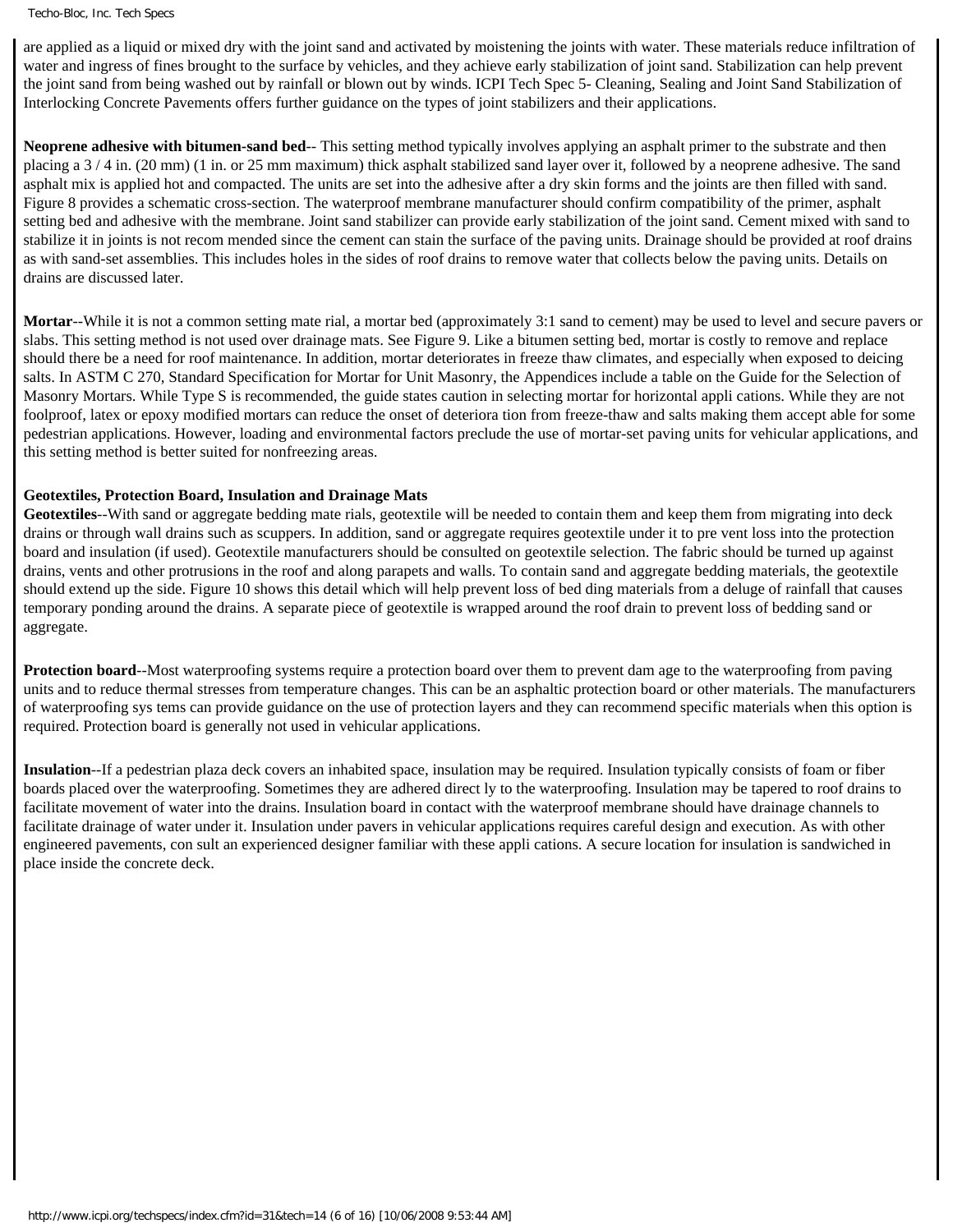are applied as a liquid or mixed dry with the joint sand and activated by moistening the joints with water. These materials reduce infiltration of water and ingress of fines brought to the surface by vehicles, and they achieve early stabilization of joint sand. Stabilization can help prevent the joint sand from being washed out by rainfall or blown out by winds. ICPI Tech Spec 5- Cleaning, Sealing and Joint Sand Stabilization of Interlocking Concrete Pavements offers further guidance on the types of joint stabilizers and their applications.

**Neoprene adhesive with bitumen-sand bed**-- This setting method typically involves applying an asphalt primer to the substrate and then placing a 3 / 4 in. (20 mm) (1 in. or 25 mm maximum) thick asphalt stabilized sand layer over it, followed by a neoprene adhesive. The sand asphalt mix is applied hot and compacted. The units are set into the adhesive after a dry skin forms and the joints are then filled with sand. Figure 8 provides a schematic cross-section. The waterproof membrane manufacturer should confirm compatibility of the primer, asphalt setting bed and adhesive with the membrane. Joint sand stabilizer can provide early stabilization of the joint sand. Cement mixed with sand to stabilize it in joints is not recom mended since the cement can stain the surface of the paving units. Drainage should be provided at roof drains as with sand-set assemblies. This includes holes in the sides of roof drains to remove water that collects below the paving units. Details on drains are discussed later.

**Mortar**--While it is not a common setting mate rial, a mortar bed (approximately 3:1 sand to cement) may be used to level and secure pavers or slabs. This setting method is not used over drainage mats. See Figure 9. Like a bitumen setting bed, mortar is costly to remove and replace should there be a need for roof maintenance. In addition, mortar deteriorates in freeze thaw climates, and especially when exposed to deicing salts. In ASTM C 270, Standard Specification for Mortar for Unit Masonry, the Appendices include a table on the Guide for the Selection of Masonry Mortars. While Type S is recommended, the guide states caution in selecting mortar for horizontal appli cations. While they are not foolproof, latex or epoxy modified mortars can reduce the onset of deteriora tion from freeze-thaw and salts making them accept able for some pedestrian applications. However, loading and environmental factors preclude the use of mortar-set paving units for vehicular applications, and this setting method is better suited for nonfreezing areas.

**Geotextiles, Protection Board, Insulation and Drainage Mats**

**Geotextiles**--With sand or aggregate bedding mate rials, geotextile will be needed to contain them and keep them from migrating into deck drains or through wall drains such as scuppers. In addition, sand or aggregate requires geotextile under it to pre vent loss into the protection board and insulation (if used). Geotextile manufacturers should be consulted on geotextile selection. The fabric should be turned up against drains, vents and other protrusions in the roof and along parapets and walls. To contain sand and aggregate bedding materials, the geotextile should extend up the side. Figure 10 shows this detail which will help prevent loss of bed ding materials from a deluge of rainfall that causes temporary ponding around the drains. A separate piece of geotextile is wrapped around the roof drain to prevent loss of bedding sand or aggregate.

**Protection board**--Most waterproofing systems require a protection board over them to prevent dam age to the waterproofing from paving units and to reduce thermal stresses from temperature changes. This can be an asphaltic protection board or other materials. The manufacturers of waterproofing sys tems can provide guidance on the use of protection layers and they can recommend specific materials when this option is required. Protection board is generally not used in vehicular applications.

**Insulation**--If a pedestrian plaza deck covers an inhabited space, insulation may be required. Insulation typically consists of foam or fiber boards placed over the waterproofing. Sometimes they are adhered direct ly to the waterproofing. Insulation may be tapered to roof drains to facilitate movement of water into the drains. Insulation board in contact with the waterproof membrane should have drainage channels to facilitate drainage of water under it. Insulation under pavers in vehicular applications requires careful design and execution. As with other engineered pavements, con sult an experienced designer familiar with these appli cations. A secure location for insulation is sandwiched in place inside the concrete deck.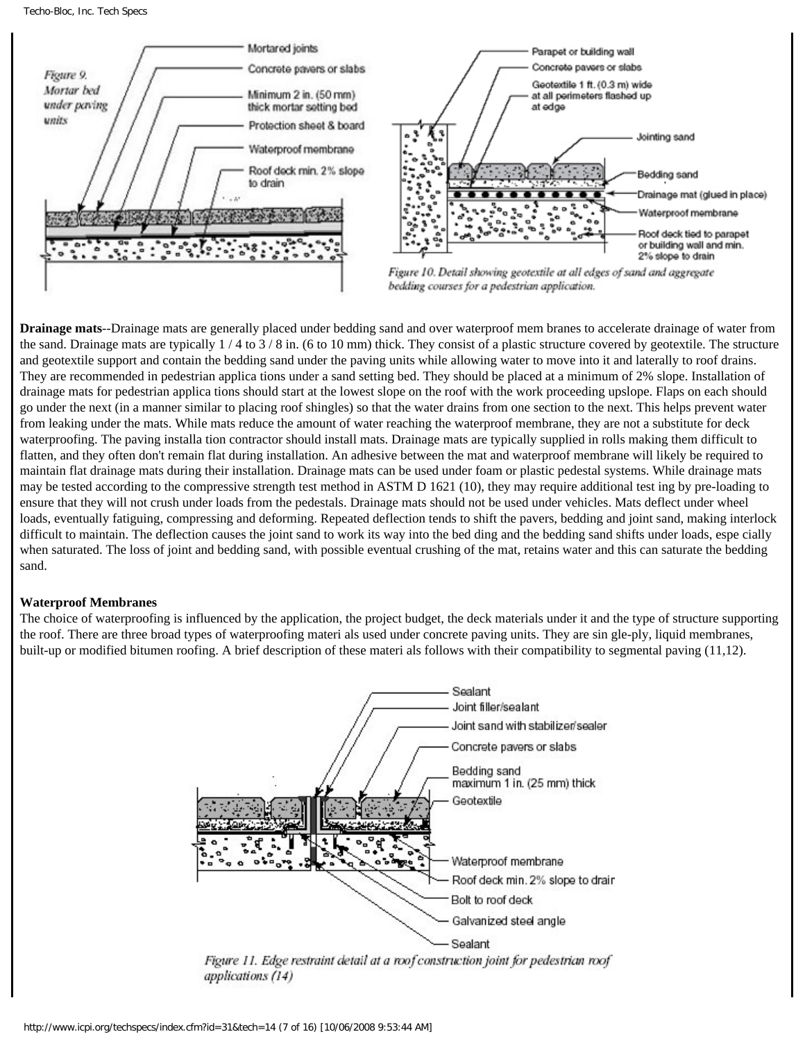Figure 9. Mortar bed under paving units

Figure 10. Detail showing geotextile at all edges of sand and aggregate bedding courses for a pedestrian application.

**Drainage mats**--Drainage mats are generally placed under bedding sand and over waterproof mem branes to accelerate drainage of water from the sand. Drainage mats are typically 1 / 4 to 3 / 8 in. (6 to 10 mm) thick. They consist of a plastic structure covered by geotextile. The structure and geotextile support and contain the bedding sand under the paving units while allowing water to move into it and laterally to roof drains. They are recommended in pedestrian applica tions under a sand setting bed. They should be placed at a minimum of 2% slope. Installation of drainage mats for pedestrian applica tions should start at the lowest slope on the roof with the work proceeding upslope. Flaps on each should go under the next (in a manner similar to placing roof shingles) so that the water drains from one section to the next. This helps prevent water from leaking under the mats. While mats reduce the amount of water reaching the waterproof membrane, they are not a substitute for deck waterproofing. The paving installa tion contractor should install mats. Drainage mats are typically supplied in rolls making them difficult to flatten, and they often don't remain flat during installation. An adhesive between the mat and waterproof membrane will likely be required to maintain flat drainage mats during their installation. Drainage mats can be used under foam or plastic pedestal systems. While drainage mats may be tested according to the compressive strength test method in ASTM D 1621 (10), they may require additional test ing by pre-loading to ensure that they will not crush under loads from the pedestals. Drainage mats should not be used under vehicles. Mats deflect under wheel loads, eventually fatiguing, compressing and deforming. Repeated deflection tends to shift the pavers, bedding and joint sand, making interlock difficult to maintain. The deflection causes the joint sand to work its way into the bed ding and the bedding sand shifts under loads, espe cially when saturated. The loss of joint and bedding sand, with possible eventual crushing of the mat, retains water and this can saturate the bedding sand.

**Waterproof Membranes**

The choice of waterproofing is influenced by the application, the project budget, the deck materials under it and the type of structure supporting the roof. There are three broad types of waterproofing materi als used under concrete paving units. They are sin gle-ply, liquid membranes, built-up or modified bitumen roofing. A brief description of these materi als follows with their compatibility to segmental paving (11,12).

Figure 11. Edge restraint detail at a roof construction joint for pedestrian roof applications (14)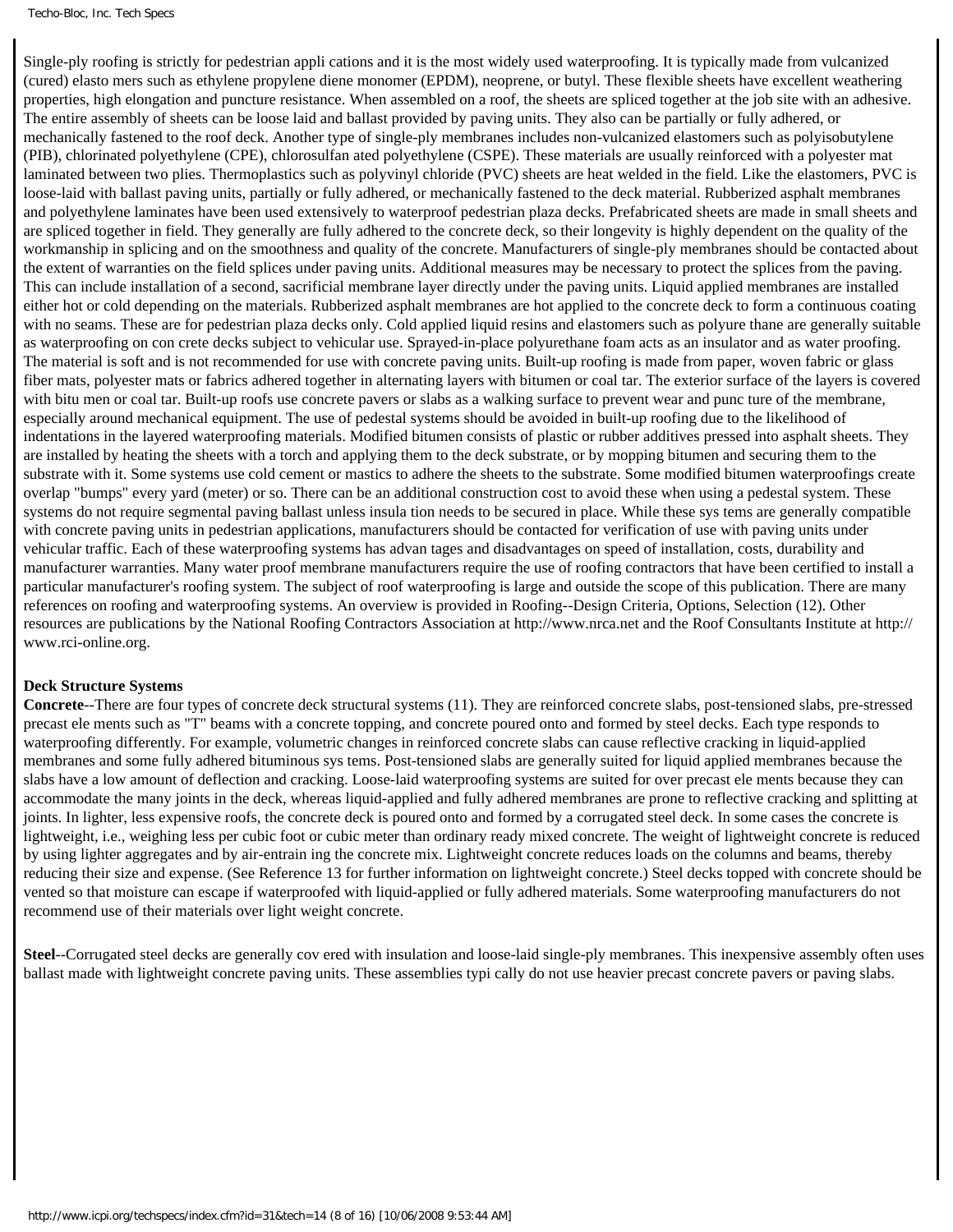Single-ply roofing is strictly for pedestrian appli cations and it is the most widely used waterproofing. It is typically made from vulcanized (cured) elasto mers such as ethylene propylene diene monomer (EPDM), neoprene, or butyl. These flexible sheets have excellent weathering properties, high elongation and puncture resistance. When assembled on a roof, the sheets are spliced together at the job site with an adhesive. The entire assembly of sheets can be loose laid and ballast provided by paving units. They also can be partially or fully adhered, or mechanically fastened to the roof deck. Another type of single-ply membranes includes non-vulcanized elastomers such as polyisobutylene (PIB), chlorinated polyethylene (CPE), chlorosulfan ated polyethylene (CSPE). These materials are usually reinforced with a polyester mat laminated between two plies. Thermoplastics such as polyvinyl chloride (PVC) sheets are heat welded in the field. Like the elastomers, PVC is loose-laid with ballast paving units, partially or fully adhered, or mechanically fastened to the deck material. Rubberized asphalt membranes and polyethylene laminates have been used extensively to waterproof pedestrian plaza decks. Prefabricated sheets are made in small sheets and are spliced together in field. They generally are fully adhered to the concrete deck, so their longevity is highly dependent on the quality of the workmanship in splicing and on the smoothness and quality of the concrete. Manufacturers of single-ply membranes should be contacted about the extent of warranties on the field splices under paving units. Additional measures may be necessary to protect the splices from the paving. This can include installation of a second, sacrificial membrane layer directly under the paving units. Liquid applied membranes are installed either hot or cold depending on the materials. Rubberized asphalt membranes are hot applied to the concrete deck to form a continuous coating with no seams. These are for pedestrian plaza decks only. Cold applied liquid resins and elastomers such as polyure thane are generally suitable as waterproofing on con crete decks subject to vehicular use. Sprayed-in-place polyurethane foam acts as an insulator and as water proofing. The material is soft and is not recommended for use with concrete paving units. Built-up roofing is made from paper, woven fabric or glass fiber mats, polyester mats or fabrics adhered together in alternating layers with bitumen or coal tar. The exterior surface of the layers is covered with bitu men or coal tar. Built-up roofs use concrete pavers or slabs as a walking surface to prevent wear and punc ture of the membrane, especially around mechanical equipment. The use of pedestal systems should be avoided in built-up roofing due to the likelihood of indentations in the layered waterproofing materials. Modified bitumen consists of plastic or rubber additives pressed into asphalt sheets. They are installed by heating the sheets with a torch and applying them to the deck substrate, or by mopping bitumen and securing them to the substrate with it. Some systems use cold cement or mastics to adhere the sheets to the substrate. Some modified bitumen waterproofings create overlap "bumps" every yard (meter) or so. There can be an additional construction cost to avoid these when using a pedestal system. These systems do not require segmental paving ballast unless insula tion needs to be secured in place. While these sys tems are generally compatible with concrete paving units in pedestrian applications, manufacturers should be contacted for verification of use with paving units under vehicular traffic. Each of these waterproofing systems has advan tages and disadvantages on speed of installation, costs, durability and manufacturer warranties. Many water proof membrane manufacturers require the use of roofing contractors that have been certified to install a particular manufacturer's roofing system. The subject of roof waterproofing is large and outside the scope of this publication. There are many references on roofing and waterproofing systems. An overview is provided in Roofing--Design Criteria, Options, Selection (12). Other resources are publications by the National Roofing Contractors Association at http://www.nrca.net and the Roof Consultants Institute at http://www.rci-online.org.

**Deck Structure Systems**

**Concrete**--There are four types of concrete deck structural systems (11). They are reinforced concrete slabs, post-tensioned slabs, pre-stressed precast ele ments such as "T" beams with a concrete topping, and concrete poured onto and formed by steel decks. Each type responds to waterproofing differently. For example, volumetric changes in reinforced concrete slabs can cause reflective cracking in liquid-applied membranes and some fully adhered bituminous sys tems. Post-tensioned slabs are generally suited for liquid applied membranes because the slabs have a low amount of deflection and cracking. Loose-laid waterproofing systems are suited for over precast ele ments because they can accommodate the many joints in the deck, whereas liquid-applied and fully adhered membranes are prone to reflective cracking and splitting at joints. In lighter, less expensive roofs, the concrete deck is poured onto and formed by a corrugated steel deck. In some cases the concrete is lightweight, i.e., weighing less per cubic foot or cubic meter than ordinary ready mixed concrete. The weight of lightweight concrete is reduced by using lighter aggregates and by air-entrain ing the concrete mix. Lightweight concrete reduces loads on the columns and beams, thereby reducing their size and expense. (See Reference 13 for further information on lightweight concrete.) Steel decks topped with concrete should be vented so that moisture can escape if waterproofed with liquid-applied or fully adhered materials. Some waterproofing manufacturers do not recommend use of their materials over light weight concrete.

**Steel**--Corrugated steel decks are generally cov ered with insulation and loose-laid single-ply membranes. This inexpensive assembly often uses ballast made with lightweight concrete paving units. These assemblies typi cally do not use heavier precast concrete pavers or paving slabs.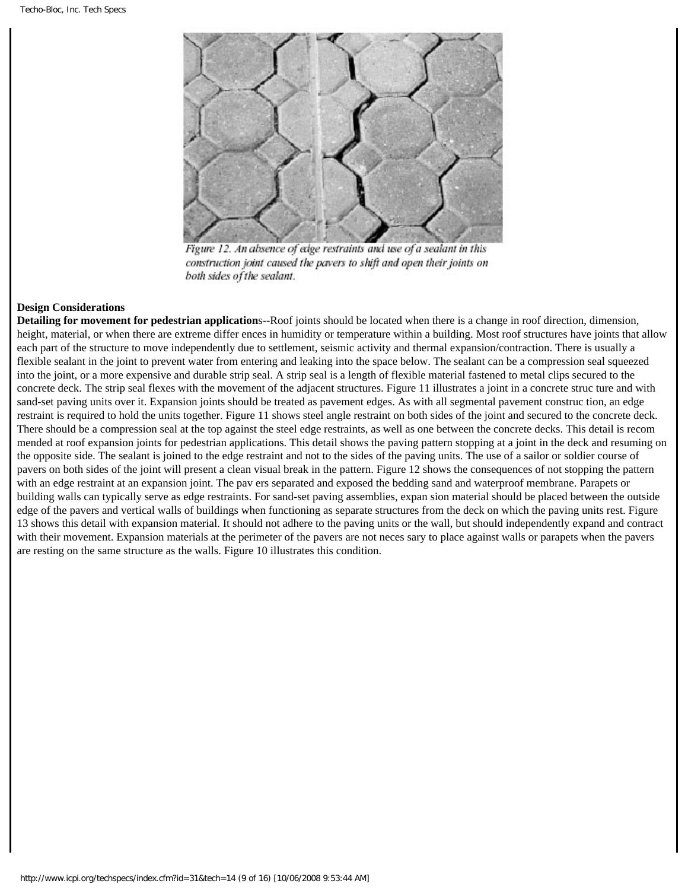Figure 12. An absence of edge restraints and use of a sealant in this construction joint caused the pavers to shift and open their joints on both sides of the sealant.

**Design Considerations**

**Detailing for movement for pedestrian application**s--Roof joints should be located when there is a change in roof direction, dimension, height, material, or when there are extreme differ ences in humidity or temperature within a building. Most roof structures have joints that allow each part of the structure to move independently due to settlement, seismic activity and thermal expansion/contraction. There is usually a flexible sealant in the joint to prevent water from entering and leaking into the space below. The sealant can be a compression seal squeezed into the joint, or a more expensive and durable strip seal. A strip seal is a length of flexible material fastened to metal clips secured to the concrete deck. The strip seal flexes with the movement of the adjacent structures. Figure 11 illustrates a joint in a concrete struc ture and with sand-set paving units over it. Expansion joints should be treated as pavement edges. As with all segmental pavement construc tion, an edge restraint is required to hold the units together. Figure 11 shows steel angle restraint on both sides of the joint and secured to the concrete deck. There should be a compression seal at the top against the steel edge restraints, as well as one between the concrete decks. This detail is recom mended at roof expansion joints for pedestrian applications. This detail shows the paving pattern stopping at a joint in the deck and resuming on the opposite side. The sealant is joined to the edge restraint and not to the sides of the paving units. The use of a sailor or soldier course of pavers on both sides of the joint will present a clean visual break in the pattern. Figure 12 shows the consequences of not stopping the pattern with an edge restraint at an expansion joint. The pav ers separated and exposed the bedding sand and waterproof membrane. Parapets or building walls can typically serve as edge restraints. For sand-set paving assemblies, expan sion material should be placed between the outside edge of the pavers and vertical walls of buildings when functioning as separate structures from the deck on which the paving units rest. Figure 13 shows this detail with expansion material. It should not adhere to the paving units or the wall, but should independently expand and contract with their movement. Expansion materials at the perimeter of the pavers are not neces sary to place against walls or parapets when the pavers are resting on the same structure as the walls. Figure 10 illustrates this condition.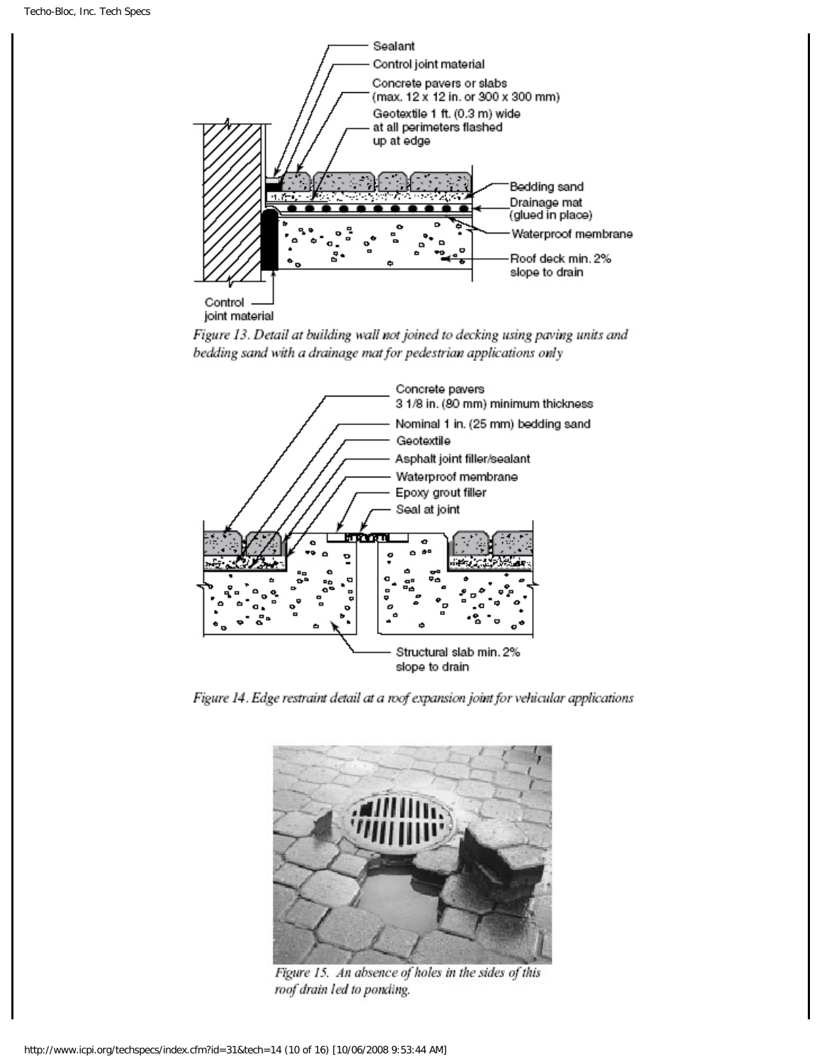Figure 13. Detail at building wall not joined to decking using paving units and bedding sand with a drainage mat for pedestrian applications only

Figure 14. Edge restraint detail at a roof expansion joint for vehicular applications

Figure 15. An absence of holes in the sides of this roof drain led to ponding.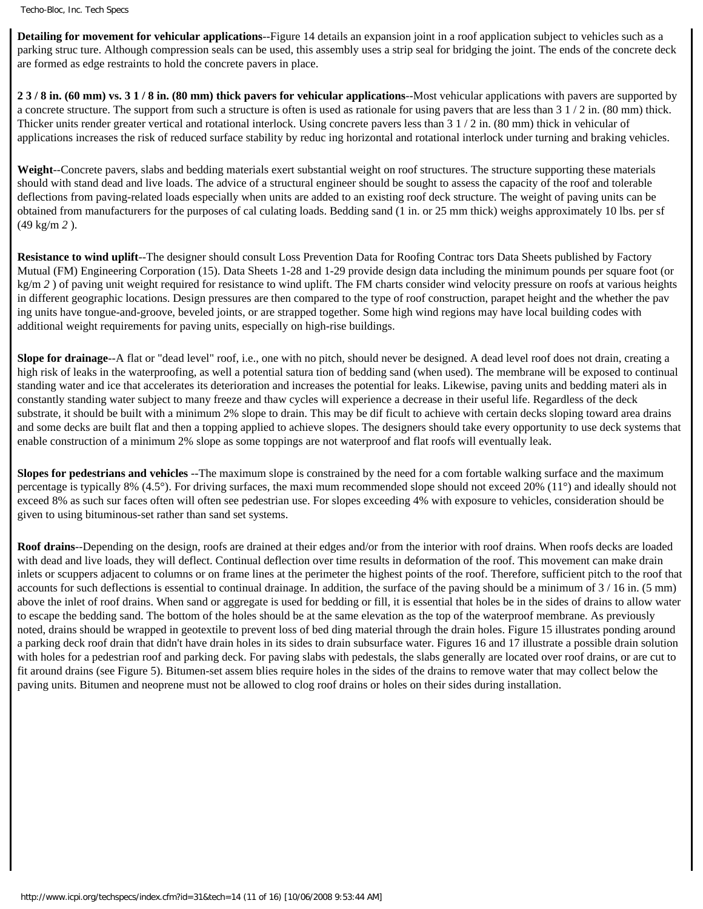**Detailing for movement for vehicular applications**--Figure 14 details an expansion joint in a roof application subject to vehicles such as a parking struc ture. Although compression seals can be used, this assembly uses a strip seal for bridging the joint. The ends of the concrete deck are formed as edge restraints to hold the concrete pavers in place.

**2 3 / 8 in. (60 mm) vs. 3 1 / 8 in. (80 mm) thick pavers for vehicular applications**--Most vehicular applications with pavers are supported by a concrete structure. The support from such a structure is often is used as rationale for using pavers that are less than 3 1 / 2 in. (80 mm) thick. Thicker units render greater vertical and rotational interlock. Using concrete pavers less than 3 1 / 2 in. (80 mm) thick in vehicular of applications increases the risk of reduced surface stability by reduc ing horizontal and rotational interlock under turning and braking vehicles.

**Weight**--Concrete pavers, slabs and bedding materials exert substantial weight on roof structures. The structure supporting these materials should with stand dead and live loads. The advice of a structural engineer should be sought to assess the capacity of the roof and tolerable deflections from paving-related loads especially when units are added to an existing roof deck structure. The weight of paving units can be obtained from manufacturers for the purposes of cal culating loads. Bedding sand (1 in. or 25 mm thick) weighs approximately 10 lbs. per sf (49 kg/m *2* ).

**Resistance to wind uplift**--The designer should consult Loss Prevention Data for Roofing Contrac tors Data Sheets published by Factory Mutual (FM) Engineering Corporation (15). Data Sheets 1-28 and 1-29 provide design data including the minimum pounds per square foot (or kg/m *2* ) of paving unit weight required for resistance to wind uplift. The FM charts consider wind velocity pressure on roofs at various heights in different geographic locations. Design pressures are then compared to the type of roof construction, parapet height and the whether the pav ing units have tongue-and-groove, beveled joints, or are strapped together. Some high wind regions may have local building codes with additional weight requirements for paving units, especially on high-rise buildings.

**Slope for drainage**--A flat or "dead level" roof, i.e., one with no pitch, should never be designed. A dead level roof does not drain, creating a high risk of leaks in the waterproofing, as well a potential satura tion of bedding sand (when used). The membrane will be exposed to continual standing water and ice that accelerates its deterioration and increases the potential for leaks. Likewise, paving units and bedding materi als in constantly standing water subject to many freeze and thaw cycles will experience a decrease in their useful life. Regardless of the deck substrate, it should be built with a minimum 2% slope to drain. This may be dif ficult to achieve with certain decks sloping toward area drains and some decks are built flat and then a topping applied to achieve slopes. The designers should take every opportunity to use deck systems that enable construction of a minimum 2% slope as some toppings are not waterproof and flat roofs will eventually leak.

**Slopes for pedestrians and vehicles** --The maximum slope is constrained by the need for a com fortable walking surface and the maximum percentage is typically 8% (4.5°). For driving surfaces, the maxi mum recommended slope should not exceed 20% (11°) and ideally should not exceed 8% as such sur faces often will often see pedestrian use. For slopes exceeding 4% with exposure to vehicles, consideration should be given to using bituminous-set rather than sand set systems.

**Roof drains**--Depending on the design, roofs are drained at their edges and/or from the interior with roof drains. When roofs decks are loaded with dead and live loads, they will deflect. Continual deflection over time results in deformation of the roof. This movement can make drain inlets or scuppers adjacent to columns or on frame lines at the perimeter the highest points of the roof. Therefore, sufficient pitch to the roof that accounts for such deflections is essential to continual drainage. In addition, the surface of the paving should be a minimum of 3 / 16 in. (5 mm) above the inlet of roof drains. When sand or aggregate is used for bedding or fill, it is essential that holes be in the sides of drains to allow water to escape the bedding sand. The bottom of the holes should be at the same elevation as the top of the waterproof membrane. As previously noted, drains should be wrapped in geotextile to prevent loss of bed ding material through the drain holes. Figure 15 illustrates ponding around a parking deck roof drain that didn't have drain holes in its sides to drain subsurface water. Figures 16 and 17 illustrate a possible drain solution with holes for a pedestrian roof and parking deck. For paving slabs with pedestals, the slabs generally are located over roof drains, or are cut to fit around drains (see Figure 5). Bitumen-set assem blies require holes in the sides of the drains to remove water that may collect below the paving units. Bitumen and neoprene must not be allowed to clog roof drains or holes on their sides during installation.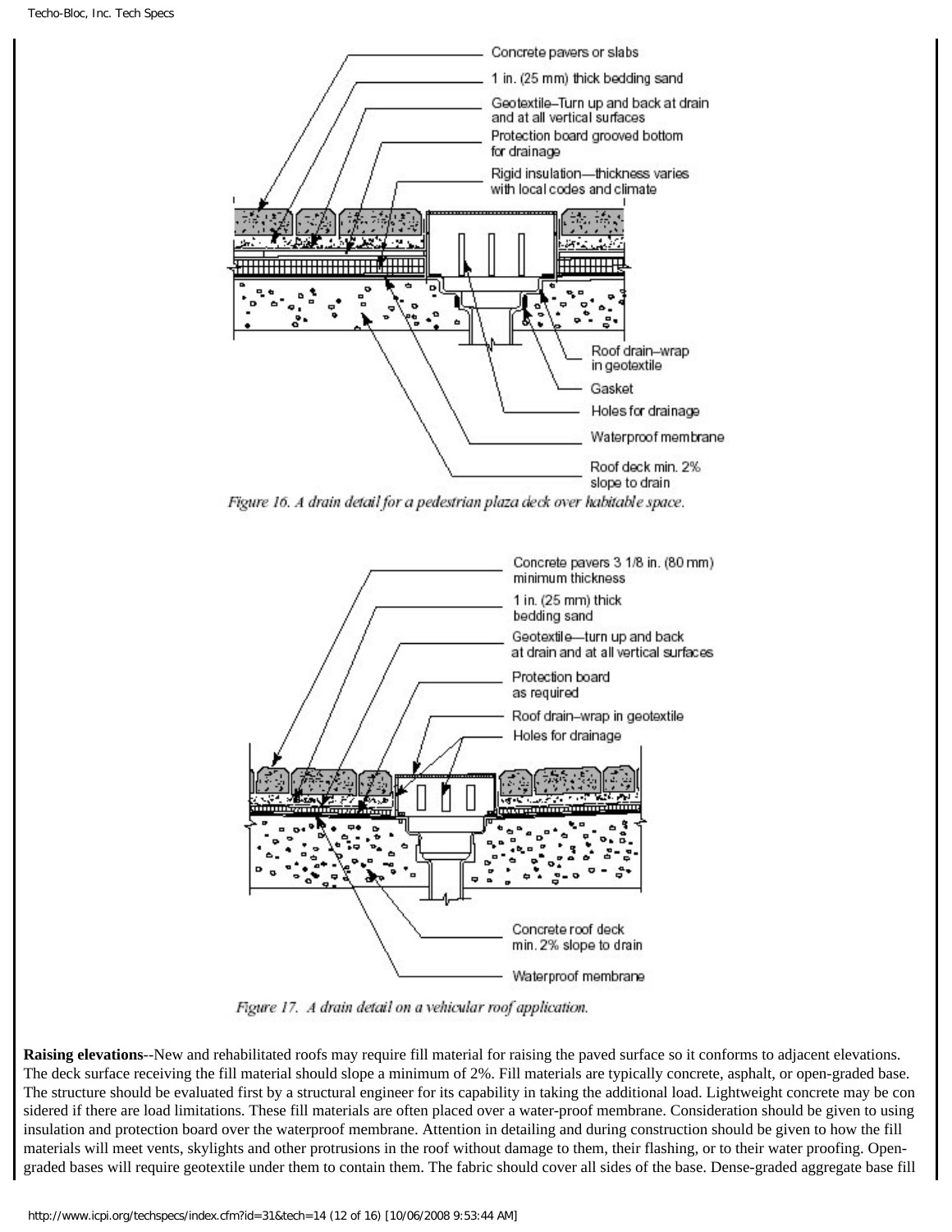Concrete pavers or slabs

1 in. (25 mm) thick bedding sand

Geotextile–Turn up and back at drain and at all vertical surfaces

Protection board grooved bottom for drainage

Rigid insulation—thickness varies with local codes and climate

Roof drain–wrap in geotextile

Gasket

Holes for drainage

Waterproof membrane

Roof deck min. 2% slope to drain

*Figure 16. A drain detail for a pedestrian plaza deck over habitable space.*

Concrete pavers 3 1/8 in. (80 mm) minimum thickness

1 in. (25 mm) thick bedding sand

Geotextile—turn up and back at drain and at all vertical surfaces

Protection board as required

Roof drain–wrap in geotextile

Holes for drainage

Concrete roof deck min. 2% slope to drain

Waterproof membrane

*Figure 17. A drain detail on a vehicular roof application.*

**Raising elevations**--New and rehabilitated roofs may require fill material for raising the paved surface so it conforms to adjacent elevations. The deck surface receiving the fill material should slope a minimum of 2%. Fill materials are typically concrete, asphalt, or open-graded base. The structure should be evaluated first by a structural engineer for its capability in taking the additional load. Lightweight concrete may be considered if there are load limitations. These fill materials are often placed over a water-proof membrane. Consideration should be given to using insulation and protection board over the waterproof membrane. Attention in detailing and during construction should be given to how the fill materials will meet vents, skylights and other protrusions in the roof without damage to them, their flashing, or to their water proofing. Open-graded bases will require geotextile under them to contain them. The fabric should cover all sides of the base. Dense-graded aggregate base fill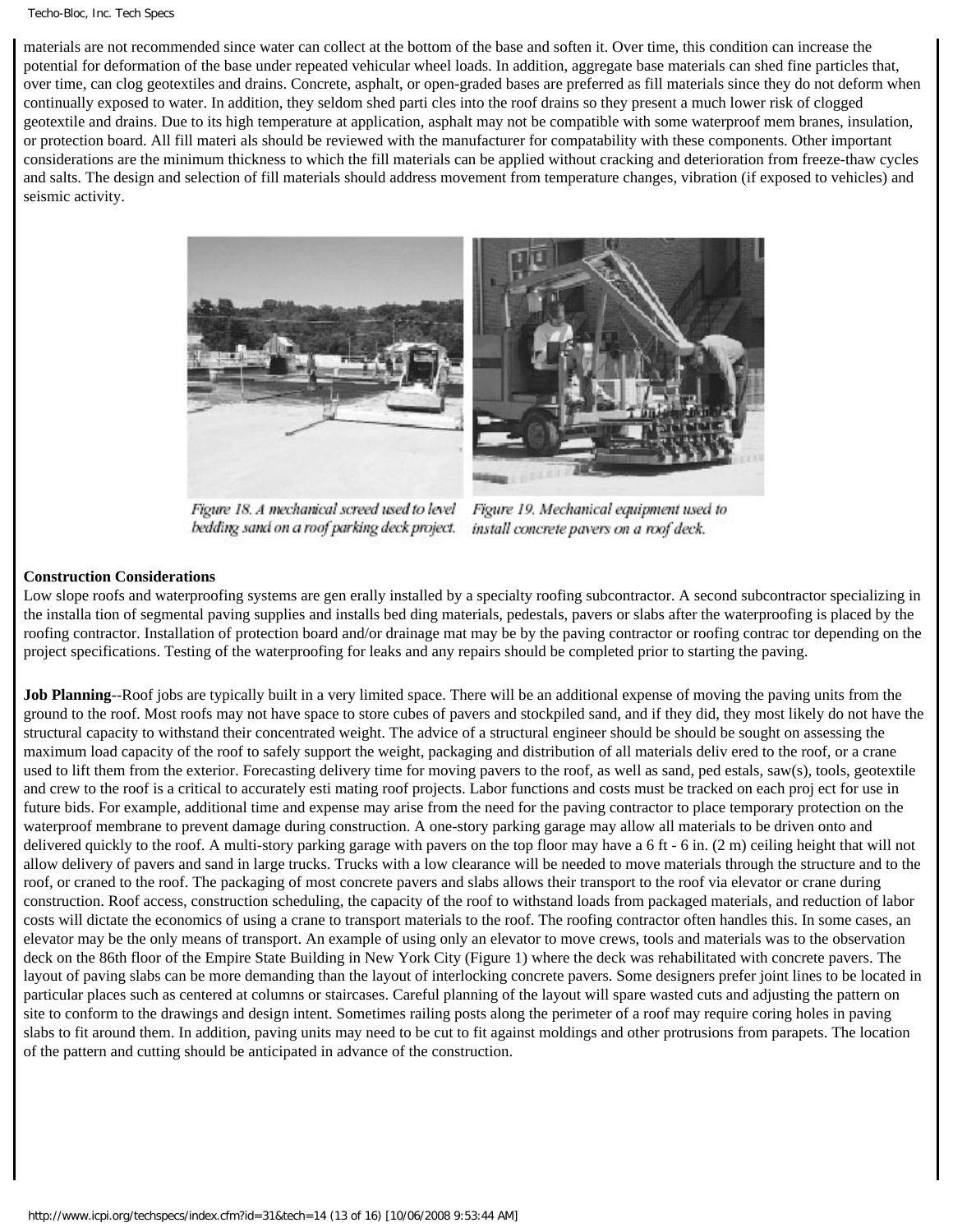materials are not recommended since water can collect at the bottom of the base and soften it. Over time, this condition can increase the potential for deformation of the base under repeated vehicular wheel loads. In addition, aggregate base materials can shed fine particles that, over time, can clog geotextiles and drains. Concrete, asphalt, or open-graded bases are preferred as fill materials since they do not deform when continually exposed to water. In addition, they seldom shed parti cles into the roof drains so they present a much lower risk of clogged geotextile and drains. Due to its high temperature at application, asphalt may not be compatible with some waterproof mem branes, insulation, or protection board. All fill materi als should be reviewed with the manufacturer for compatability with these components. Other important considerations are the minimum thickness to which the fill materials can be applied without cracking and deterioration from freeze-thaw cycles and salts. The design and selection of fill materials should address movement from temperature changes, vibration (if exposed to vehicles) and seismic activity.

*Figure 18. A mechanical screed used to level bedding sand on a roof parking deck project.*

*Figure 19. Mechanical equipment used to install concrete pavers on a roof deck.*

**Construction Considerations**

Low slope roofs and waterproofing systems are gen erally installed by a specialty roofing subcontractor. A second subcontractor specializing in the installa tion of segmental paving supplies and installs bed ding materials, pedestals, pavers or slabs after the waterproofing is placed by the roofing contractor. Installation of protection board and/or drainage mat may be by the paving contractor or roofing contrac tor depending on the project specifications. Testing of the waterproofing for leaks and any repairs should be completed prior to starting the paving.

**Job Planning**--Roof jobs are typically built in a very limited space. There will be an additional expense of moving the paving units from the ground to the roof. Most roofs may not have space to store cubes of pavers and stockpiled sand, and if they did, they most likely do not have the structural capacity to withstand their concentrated weight. The advice of a structural engineer should be should be sought on assessing the maximum load capacity of the roof to safely support the weight, packaging and distribution of all materials deliv ered to the roof, or a crane used to lift them from the exterior. Forecasting delivery time for moving pavers to the roof, as well as sand, ped estals, saw(s), tools, geotextile and crew to the roof is a critical to accurately esti mating roof projects. Labor functions and costs must be tracked on each proj ect for use in future bids. For example, additional time and expense may arise from the need for the paving contractor to place temporary protection on the waterproof membrane to prevent damage during construction. A one-story parking garage may allow all materials to be driven onto and delivered quickly to the roof. A multi-story parking garage with pavers on the top floor may have a 6 ft - 6 in. (2 m) ceiling height that will not allow delivery of pavers and sand in large trucks. Trucks with a low clearance will be needed to move materials through the structure and to the roof, or craned to the roof. The packaging of most concrete pavers and slabs allows their transport to the roof via elevator or crane during construction. Roof access, construction scheduling, the capacity of the roof to withstand loads from packaged materials, and reduction of labor costs will dictate the economics of using a crane to transport materials to the roof. The roofing contractor often handles this. In some cases, an elevator may be the only means of transport. An example of using only an elevator to move crews, tools and materials was to the observation deck on the 86th floor of the Empire State Building in New York City (Figure 1) where the deck was rehabilitated with concrete pavers. The layout of paving slabs can be more demanding than the layout of interlocking concrete pavers. Some designers prefer joint lines to be located in particular places such as centered at columns or staircases. Careful planning of the layout will spare wasted cuts and adjusting the pattern on site to conform to the drawings and design intent. Sometimes railing posts along the perimeter of a roof may require coring holes in paving slabs to fit around them. In addition, paving units may need to be cut to fit against moldings and other protrusions from parapets. The location of the pattern and cutting should be anticipated in advance of the construction.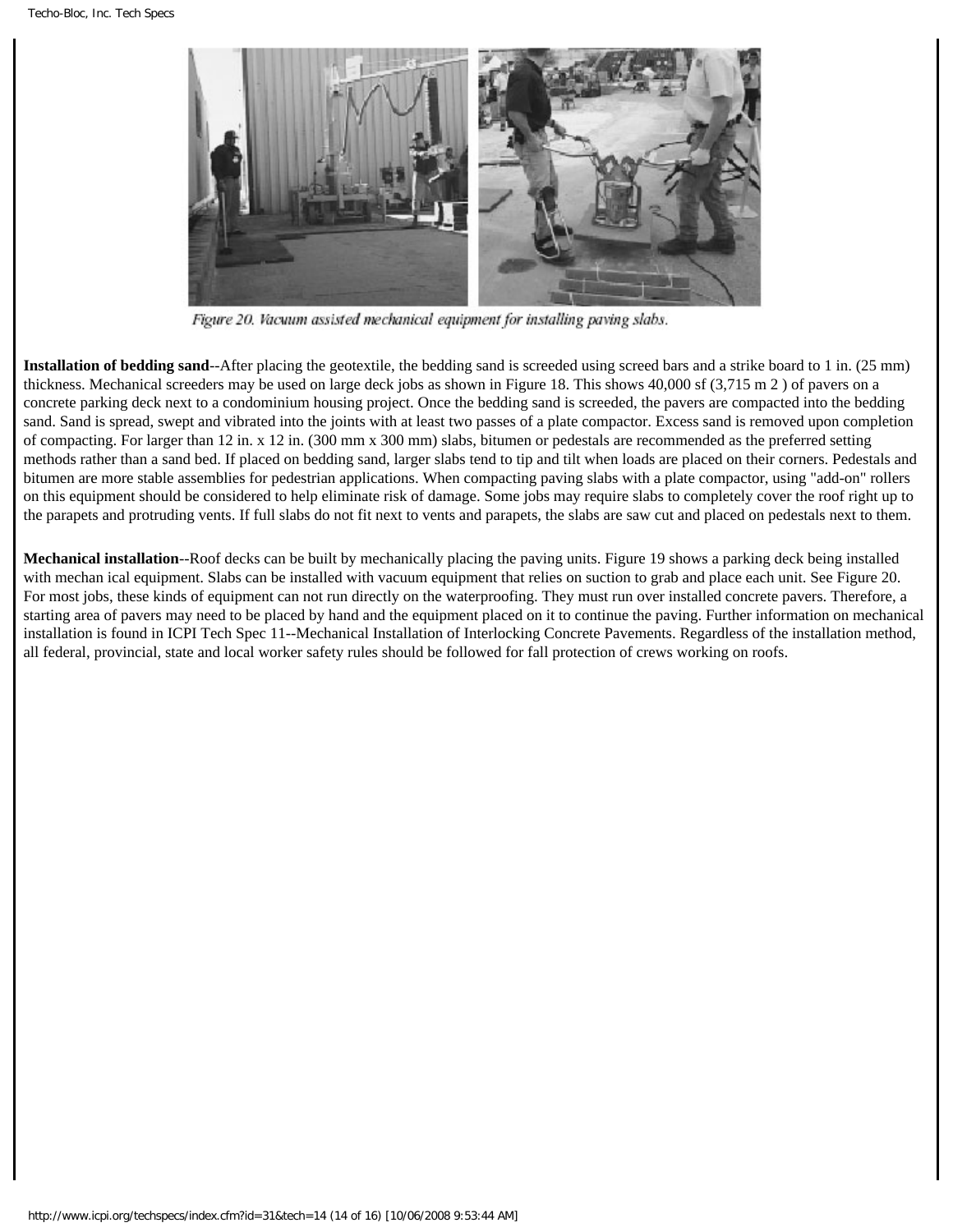Figure 20. Vacuum assisted mechanical equipment for installing paving slabs.

**Installation of bedding sand**--After placing the geotextile, the bedding sand is screeded using screed bars and a strike board to 1 in. (25 mm) thickness. Mechanical screeders may be used on large deck jobs as shown in Figure 18. This shows 40,000 sf (3,715 $m^2$) of pavers on a concrete parking deck next to a condominium housing project. Once the bedding sand is screeded, the pavers are compacted into the bedding sand. Sand is spread, swept and vibrated into the joints with at least two passes of a plate compactor. Excess sand is removed upon completion of compacting. For larger than 12 in. x 12 in. (300 mm x 300 mm) slabs, bitumen or pedestals are recommended as the preferred setting methods rather than a sand bed. If placed on bedding sand, larger slabs tend to tip and tilt when loads are placed on their corners. Pedestals and bitumen are more stable assemblies for pedestrian applications. When compacting paving slabs with a plate compactor, using "add-on" rollers on this equipment should be considered to help eliminate risk of damage. Some jobs may require slabs to completely cover the roof right up to the parapets and protruding vents. If full slabs do not fit next to vents and parapets, the slabs are saw cut and placed on pedestals next to them.

**Mechanical installation**--Roof decks can be built by mechanically placing the paving units. Figure 19 shows a parking deck being installed with mechan ical equipment. Slabs can be installed with vacuum equipment that relies on suction to grab and place each unit. See Figure 20. For most jobs, these kinds of equipment can not run directly on the waterproofing. They must run over installed concrete pavers. Therefore, a starting area of pavers may need to be placed by hand and the equipment placed on it to continue the paving. Further information on mechanical installation is found in ICPI Tech Spec 11--Mechanical Installation of Interlocking Concrete Pavements. Regardless of the installation method, all federal, provincial, state and local worker safety rules should be followed for fall protection of crews working on roofs.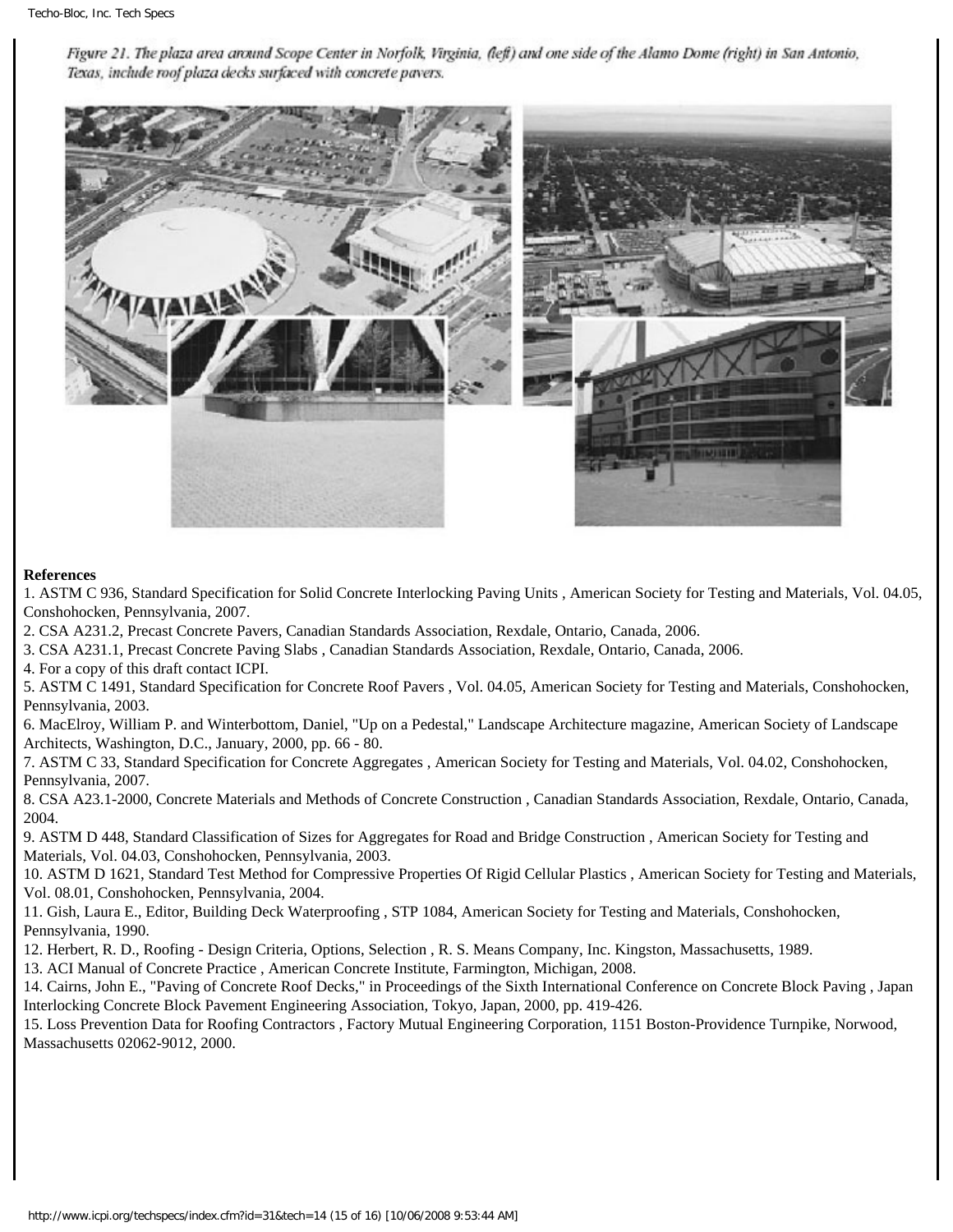*Figure 21. The plaza area around Scope Center in Norfolk, Virginia, (left) and one side of the Alamo Dome (right) in San Antonio, Texas, include roof plaza decks surfaced with concrete pavers.*

**References**

1. ASTM C 936, Standard Specification for Solid Concrete Interlocking Paving Units , American Society for Testing and Materials, Vol. 04.05, Conshohocken, Pennsylvania, 2007.
2. CSA A231.2, Precast Concrete Pavers, Canadian Standards Association, Rexdale, Ontario, Canada, 2006.
3. CSA A231.1, Precast Concrete Paving Slabs , Canadian Standards Association, Rexdale, Ontario, Canada, 2006.
4. For a copy of this draft contact ICPI.
5. ASTM C 1491, Standard Specification for Concrete Roof Pavers , Vol. 04.05, American Society for Testing and Materials, Conshohocken, Pennsylvania, 2003.
6. MacElroy, William P. and Winterbottom, Daniel, "Up on a Pedestal," Landscape Architecture magazine, American Society of Landscape Architects, Washington, D.C., January, 2000, pp. 66 - 80.
7. ASTM C 33, Standard Specification for Concrete Aggregates , American Society for Testing and Materials, Vol. 04.02, Conshohocken, Pennsylvania, 2007.
8. CSA A23.1-2000, Concrete Materials and Methods of Concrete Construction , Canadian Standards Association, Rexdale, Ontario, Canada, 2004.
9. ASTM D 448, Standard Classification of Sizes for Aggregates for Road and Bridge Construction , American Society for Testing and Materials, Vol. 04.03, Conshohocken, Pennsylvania, 2003.
10. ASTM D 1621, Standard Test Method for Compressive Properties Of Rigid Cellular Plastics , American Society for Testing and Materials, Vol. 08.01, Conshohocken, Pennsylvania, 2004.
11. Gish, Laura E., Editor, Building Deck Waterproofing , STP 1084, American Society for Testing and Materials, Conshohocken, Pennsylvania, 1990.
12. Herbert, R. D., Roofing - Design Criteria, Options, Selection , R. S. Means Company, Inc. Kingston, Massachusetts, 1989.
13. ACI Manual of Concrete Practice , American Concrete Institute, Farmington, Michigan, 2008.
14. Cairns, John E., "Paving of Concrete Roof Decks," in Proceedings of the Sixth International Conference on Concrete Block Paving , Japan Interlocking Concrete Block Pavement Engineering Association, Tokyo, Japan, 2000, pp. 419-426.
15. Loss Prevention Data for Roofing Contractors , Factory Mutual Engineering Corporation, 1151 Boston-Providence Turnpike, Norwood, Massachusetts 02062-9012, 2000.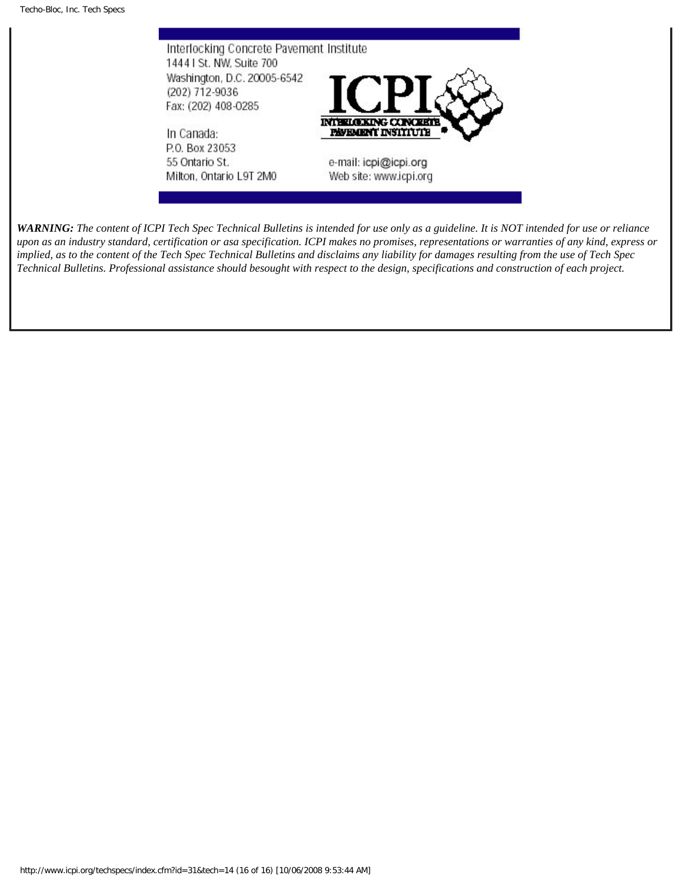Interlocking Concrete Pavement Institute
1444 I St. NW, Suite 700
Washington, D.C. 20005-6542
(202) 712-9036
Fax: (202) 408-0285

In Canada:
P.O. Box 23053
55 Ontario St.
Milton, Ontario L9T 2M0

ICPI
INTERLOCKING CONCRETE PAVEMENT INSTITUTE

e-mail: icpi@icpi.org
Web site: www.icpi.org

***WARNING:*** *The content of ICPI Tech Spec Technical Bulletins is intended for use only as a guideline. It is NOT intended for use or reliance upon as an industry standard, certification or asa specification. ICPI makes no promises, representations or warranties of any kind, express or implied, as to the content of the Tech Spec Technical Bulletins and disclaims any liability for damages resulting from the use of Tech Spec Technical Bulletins. Professional assistance should besought with respect to the design, specifications and construction of each project.*